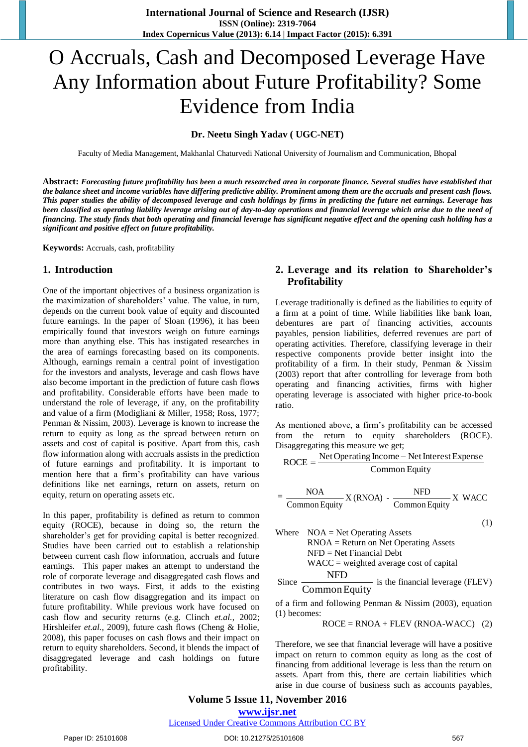# O Accruals, Cash and Decomposed Leverage Have Any Information about Future Profitability? Some Evidence from India

**Dr. Neetu Singh Yadav ( UGC-NET)**

Faculty of Media Management, Makhanlal Chaturvedi National University of Journalism and Communication, Bhopal

**Abstract:** ***Forecasting future profitability has been a much researched area in corporate finance. Several studies have established that the balance sheet and income variables have differing predictive ability. Prominent among them are the accruals and present cash flows. This paper studies the ability of decomposed leverage and cash holdings by firms in predicting the future net earnings. Leverage has been classified as operating liability leverage arising out of day-to-day operations and financial leverage which arise due to the need of financing. The study finds that both operating and financial leverage has significant negative effect and the opening cash holding has a significant and positive effect on future profitability.***

**Keywords:** Accruals, cash, profitability

## 1. Introduction

One of the important objectives of a business organization is the maximization of shareholders' value. The value, in turn, depends on the current book value of equity and discounted future earnings. In the paper of Sloan (1996), it has been empirically found that investors weigh on future earnings more than anything else. This has instigated researches in the area of earnings forecasting based on its components. Although, earnings remain a central point of investigation for the investors and analysts, leverage and cash flows have also become important in the prediction of future cash flows and profitability. Considerable efforts have been made to understand the role of leverage, if any, on the profitability and value of a firm (Modigliani & Miller, 1958; Ross, 1977; Penman & Nissim, 2003). Leverage is known to increase the return to equity as long as the spread between return on assets and cost of capital is positive. Apart from this, cash flow information along with accruals assists in the prediction of future earnings and profitability. It is important to mention here that a firm's profitability can have various definitions like net earnings, return on assets, return on equity, return on operating assets etc.

In this paper, profitability is defined as return to common equity (ROCE), because in doing so, the return the shareholder's get for providing capital is better recognized. Studies have been carried out to establish a relationship between current cash flow information, accruals and future earnings. This paper makes an attempt to understand the role of corporate leverage and disaggregated cash flows and contributes in two ways. First, it adds to the existing literature on cash flow disaggregation and its impact on future profitability. While previous work have focused on cash flow and security returns (e.g. Clinch *et.al.,* 2002; Hirshleifer *et.al.*, 2009), future cash flows (Cheng & Holie, 2008), this paper focuses on cash flows and their impact on return to equity shareholders. Second, it blends the impact of disaggregated leverage and cash holdings on future profitability.

## 2. Leverage and its relation to Shareholder's Profitability

Leverage traditionally is defined as the liabilities to equity of a firm at a point of time. While liabilities like bank loan, debentures are part of financing activities, accounts payables, pension liabilities, deferred revenues are part of operating activities. Therefore, classifying leverage in their respective components provide better insight into the profitability of a firm. In their study, Penman & Nissim (2003) report that after controlling for leverage from both operating and financing activities, firms with higher operating leverage is associated with higher price-to-book ratio.

As mentioned above, a firm's profitability can be accessed from the return to equity shareholders (ROCE). Disaggregating this measure we get;

$$\text{ROCE} = \frac{\text{Net Operating Income} - \text{Net Interest Expense}}{\text{Common Equity}}$$

$$= \frac{\text{NOA}}{\text{Common Equity}} \text{ X (RNOA)} - \frac{\text{NFD}}{\text{Common Equity}} \text{ X WACC} \tag{1}$$

Where NOA = Net Operating Assets  
RNOA = Return on Net Operating Assets  
NFD = Net Financial Debt  
WACC = weighted average cost of capital

Since $\frac{\text{NFD}}{\text{Common Equity}}$ is the financial leverage (FLEV) of a firm and following Penman & Nissim (2003), equation (1) becomes:

$$\text{ROCE} = \text{RNOA} + \text{FLEV (RNOA-WACC)} \tag{2}$$

Therefore, we see that financial leverage will have a positive impact on return to common equity as long as the cost of financing from additional leverage is less than the return on assets. Apart from this, there are certain liabilities which arise in due course of business such as accounts payables,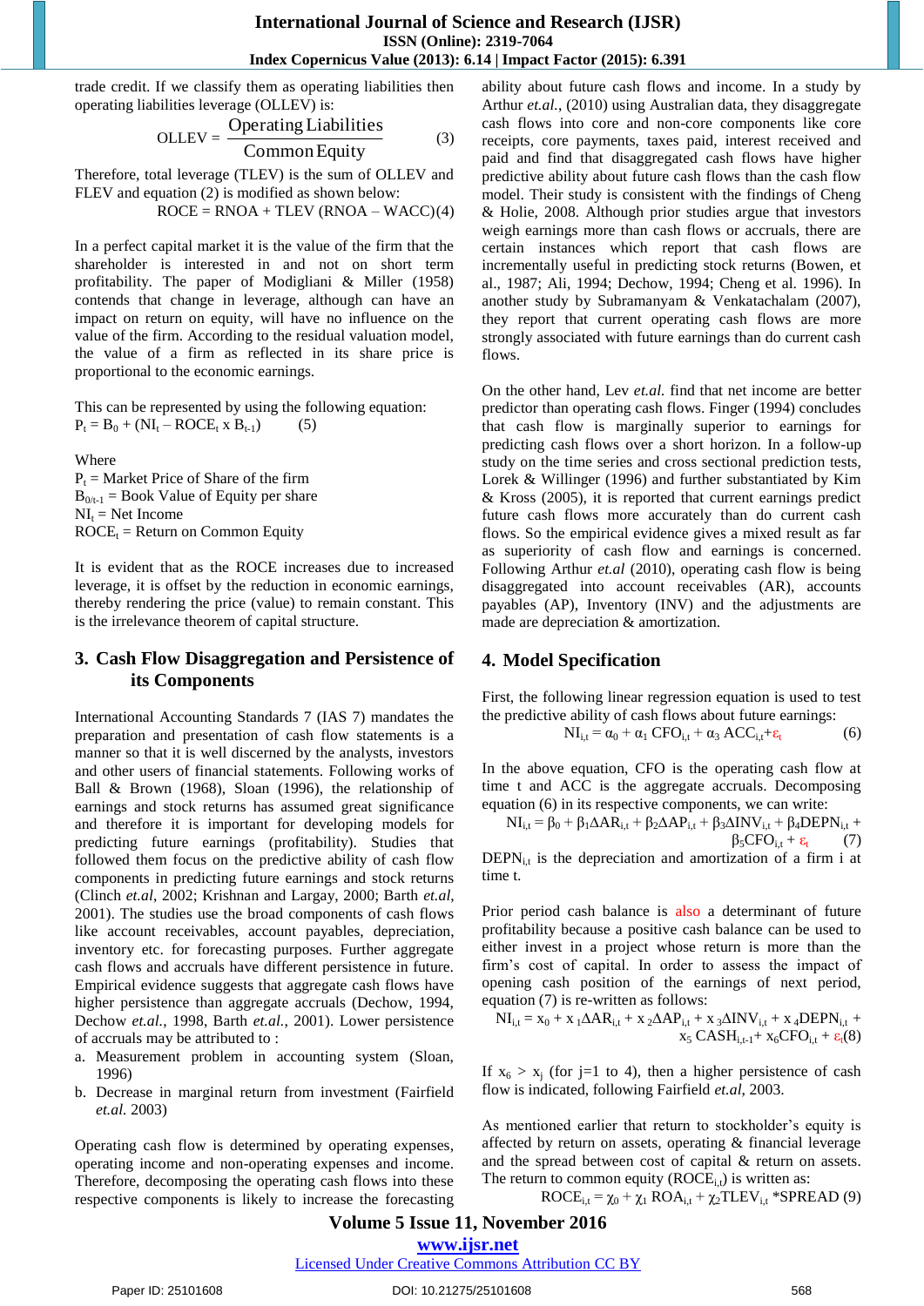trade credit. If we classify them as operating liabilities then operating liabilities leverage (OLLEV) is:

$$\text{OLLEV} = \frac{\text{Operating Liabilities}}{\text{Common Equity}} \quad (3)$$

Therefore, total leverage (TLEV) is the sum of OLLEV and FLEV and equation (2) is modified as shown below:

$$\text{ROCE} = \text{RNOA} + \text{TLEV}\ (\text{RNOA} - \text{WACC}) \quad (4)$$

In a perfect capital market it is the value of the firm that the shareholder is interested in and not on short term profitability. The paper of Modigliani & Miller (1958) contends that change in leverage, although can have an impact on return on equity, will have no influence on the value of the firm. According to the residual valuation model, the value of a firm as reflected in its share price is proportional to the economic earnings.

This can be represented by using the following equation:

$$P_t = B_0 + (NI_t - ROCE_t \times B_{t-1}) \quad (5)$$

Where
$P_t$ = Market Price of Share of the firm
$B_{0/t-1}$ = Book Value of Equity per share
$NI_t$ = Net Income
$ROCE_t$ = Return on Common Equity

It is evident that as the ROCE increases due to increased leverage, it is offset by the reduction in economic earnings, thereby rendering the price (value) to remain constant. This is the irrelevance theorem of capital structure.

## 3. Cash Flow Disaggregation and Persistence of its Components

International Accounting Standards 7 (IAS 7) mandates the preparation and presentation of cash flow statements is a manner so that it is well discerned by the analysts, investors and other users of financial statements. Following works of Ball & Brown (1968), Sloan (1996), the relationship of earnings and stock returns has assumed great significance and therefore it is important for developing models for predicting future earnings (profitability). Studies that followed them focus on the predictive ability of cash flow components in predicting future earnings and stock returns (Clinch *et.al*, 2002; Krishnan and Largay, 2000; Barth *et.al*, 2001). The studies use the broad components of cash flows like account receivables, account payables, depreciation, inventory etc. for forecasting purposes. Further aggregate cash flows and accruals have different persistence in future. Empirical evidence suggests that aggregate cash flows have higher persistence than aggregate accruals (Dechow, 1994, Dechow *et.al.*, 1998, Barth *et.al.*, 2001). Lower persistence of accruals may be attributed to :

a. Measurement problem in accounting system (Sloan, 1996)
b. Decrease in marginal return from investment (Fairfield *et.al.* 2003)

Operating cash flow is determined by operating expenses, operating income and non-operating expenses and income. Therefore, decomposing the operating cash flows into these respective components is likely to increase the forecasting ability about future cash flows and income. In a study by Arthur *et.al.*, (2010) using Australian data, they disaggregate cash flows into core and non-core components like core receipts, core payments, taxes paid, interest received and paid and find that disaggregated cash flows have higher predictive ability about future cash flows than the cash flow model. Their study is consistent with the findings of Cheng & Holie, 2008. Although prior studies argue that investors weigh earnings more than cash flows or accruals, there are certain instances which report that cash flows are incrementally useful in predicting stock returns (Bowen, et al., 1987; Ali, 1994; Dechow, 1994; Cheng et al. 1996). In another study by Subramanyam & Venkatachalam (2007), they report that current operating cash flows are more strongly associated with future earnings than do current cash flows.

On the other hand, Lev *et.al.* find that net income are better predictor than operating cash flows. Finger (1994) concludes that cash flow is marginally superior to earnings for predicting cash flows over a short horizon. In a follow-up study on the time series and cross sectional prediction tests, Lorek & Willinger (1996) and further substantiated by Kim & Kross (2005), it is reported that current earnings predict future cash flows more accurately than do current cash flows. So the empirical evidence gives a mixed result as far as superiority of cash flow and earnings is concerned. Following Arthur *et.al* (2010), operating cash flow is being disaggregated into account receivables (AR), accounts payables (AP), Inventory (INV) and the adjustments are made are depreciation & amortization.

## 4. Model Specification

First, the following linear regression equation is used to test the predictive ability of cash flows about future earnings:

$$NI_{i,t} = \alpha_0 + \alpha_1\, CFO_{i,t} + \alpha_3\, ACC_{i,t} + \varepsilon_t \quad (6)$$

In the above equation, CFO is the operating cash flow at time t and ACC is the aggregate accruals. Decomposing equation (6) in its respective components, we can write:

$$NI_{i,t} = \beta_0 + \beta_1 \Delta AR_{i,t} + \beta_2 \Delta AP_{i,t} + \beta_3 \Delta INV_{i,t} + \beta_4 DEPN_{i,t} + \beta_5 CFO_{i,t} + \varepsilon_t \quad (7)$$

$DEPN_{i,t}$ is the depreciation and amortization of a firm i at time t.

Prior period cash balance is also a determinant of future profitability because a positive cash balance can be used to either invest in a project whose return is more than the firm's cost of capital. In order to assess the impact of opening cash position of the earnings of next period, equation (7) is re-written as follows:

$$NI_{i,t} = x_0 + x_1 \Delta AR_{i,t} + x_2 \Delta AP_{i,t} + x_3 \Delta INV_{i,t} + x_4 DEPN_{i,t} + x_5\, CASH_{i,t-1} + x_6 CFO_{i,t} + \varepsilon_t \quad (8)$$

If $x_6 > x_j$ (for j=1 to 4), then a higher persistence of cash flow is indicated, following Fairfield *et.al*, 2003.

As mentioned earlier that return to stockholder's equity is affected by return on assets, operating & financial leverage and the spread between cost of capital & return on assets. The return to common equity ($ROCE_{i,t}$) is written as:

$$ROCE_{i,t} = \chi_0 + \chi_1\, ROA_{i,t} + \chi_2 TLEV_{i,t} * SPREAD \quad (9)$$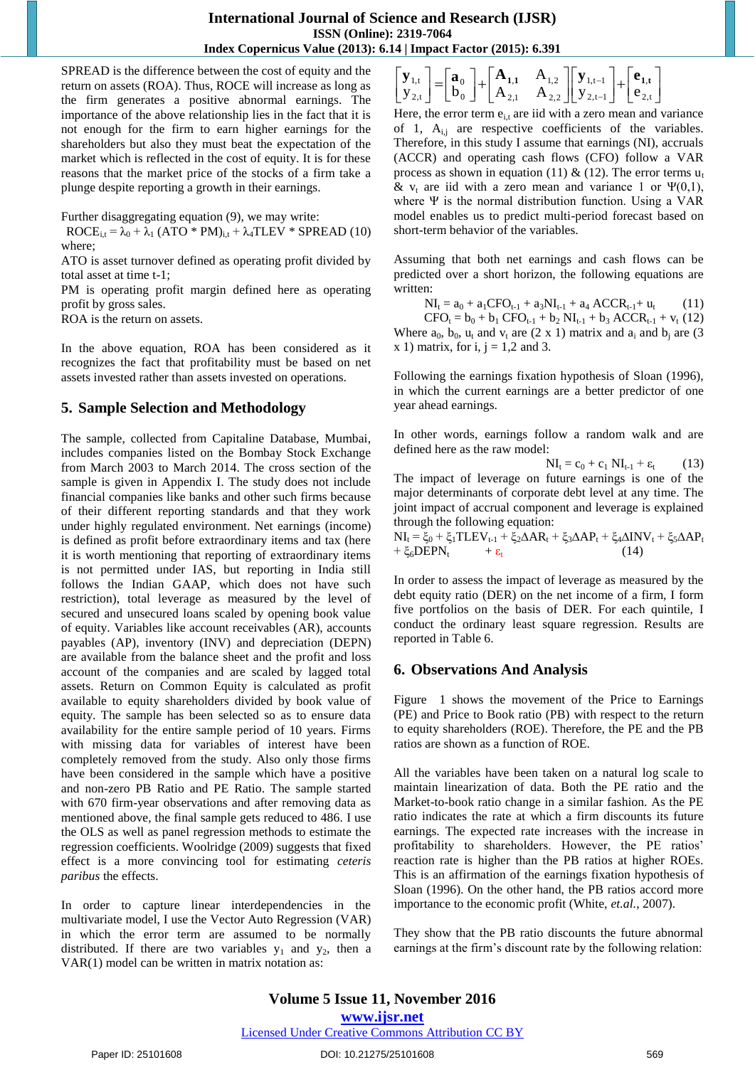SPREAD is the difference between the cost of equity and the return on assets (ROA). Thus, ROCE will increase as long as the firm generates a positive abnormal earnings. The importance of the above relationship lies in the fact that it is not enough for the firm to earn higher earnings for the shareholders but also they must beat the expectation of the market which is reflected in the cost of equity. It is for these reasons that the market price of the stocks of a firm take a plunge despite reporting a growth in their earnings.

Further disaggregating equation (9), we may write:

$$ROCE_{i,t} = \lambda_0 + \lambda_1 (ATO * PM)_{i,t} + \lambda_4 TLEV * SPREAD \quad (10)$$

where;

ATO is asset turnover defined as operating profit divided by total asset at time t-1;

PM is operating profit margin defined here as operating profit by gross sales.

ROA is the return on assets.

In the above equation, ROA has been considered as it recognizes the fact that profitability must be based on net assets invested rather than assets invested on operations.

## 5. Sample Selection and Methodology

The sample, collected from Capitaline Database, Mumbai, includes companies listed on the Bombay Stock Exchange from March 2003 to March 2014. The cross section of the sample is given in Appendix I. The study does not include financial companies like banks and other such firms because of their different reporting standards and that they work under highly regulated environment. Net earnings (income) is defined as profit before extraordinary items and tax (here it is worth mentioning that reporting of extraordinary items is not permitted under IAS, but reporting in India still follows the Indian GAAP, which does not have such restriction), total leverage as measured by the level of secured and unsecured loans scaled by opening book value of equity. Variables like account receivables (AR), accounts payables (AP), inventory (INV) and depreciation (DEPN) are available from the balance sheet and the profit and loss account of the companies and are scaled by lagged total assets. Return on Common Equity is calculated as profit available to equity shareholders divided by book value of equity. The sample has been selected so as to ensure data availability for the entire sample period of 10 years. Firms with missing data for variables of interest have been completely removed from the study. Also only those firms have been considered in the sample which have a positive and non-zero PB Ratio and PE Ratio. The sample started with 670 firm-year observations and after removing data as mentioned above, the final sample gets reduced to 486. I use the OLS as well as panel regression methods to estimate the regression coefficients. Woolridge (2009) suggests that fixed effect is a more convincing tool for estimating *ceteris paribus* the effects.

In order to capture linear interdependencies in the multivariate model, I use the Vector Auto Regression (VAR) in which the error term are assumed to be normally distributed. If there are two variables $y_1$ and $y_2$, then a VAR(1) model can be written in matrix notation as:

$$\begin{bmatrix} y_{1,t} \\ y_{2,t} \end{bmatrix} = \begin{bmatrix} a_0 \\ b_0 \end{bmatrix} + \begin{bmatrix} A_{1,1} & A_{1,2} \\ A_{2,1} & A_{2,2} \end{bmatrix} \begin{bmatrix} y_{1,t-1} \\ y_{2,t-1} \end{bmatrix} + \begin{bmatrix} e_{1,t} \\ e_{2,t} \end{bmatrix}$$

Here, the error term $e_{i,t}$ are iid with a zero mean and variance of 1, $A_{i,j}$ are respective coefficients of the variables. Therefore, in this study I assume that earnings (NI), accruals (ACCR) and operating cash flows (CFO) follow a VAR process as shown in equation (11) & (12). The error terms $u_t$ & $v_t$ are iid with a zero mean and variance 1 or $\Psi(0,1)$, where $\Psi$ is the normal distribution function. Using a VAR model enables us to predict multi-period forecast based on short-term behavior of the variables.

Assuming that both net earnings and cash flows can be predicted over a short horizon, the following equations are written:

$$NI_t = a_0 + a_1 CFO_{t-1} + a_3 NI_{t-1} + a_4\, ACCR_{t-1} + u_t \quad (11)$$

$$CFO_t = b_0 + b_1\, CFO_{t-1} + b_2\, NI_{t-1} + b_3\, ACCR_{t-1} + v_t \quad (12)$$

Where $a_0$, $b_0$, $u_t$ and $v_t$ are (2 x 1) matrix and $a_i$ and $b_j$ are (3 x 1) matrix, for i, j = 1,2 and 3.

Following the earnings fixation hypothesis of Sloan (1996), in which the current earnings are a better predictor of one year ahead earnings.

In other words, earnings follow a random walk and are defined here as the raw model:

$$NI_t = c_0 + c_1\, NI_{t-1} + \varepsilon_t \quad (13)$$

The impact of leverage on future earnings is one of the major determinants of corporate debt level at any time. The joint impact of accrual component and leverage is explained through the following equation:

$$NI_t = \xi_0 + \xi_1 TLEV_{t-1} + \xi_2 \Delta AR_t + \xi_3 \Delta AP_t + \xi_4 \Delta INV_t + \xi_5 \Delta AP_t + \xi_6 DEPN_t + \varepsilon_t \quad (14)$$

In order to assess the impact of leverage as measured by the debt equity ratio (DER) on the net income of a firm, I form five portfolios on the basis of DER. For each quintile, I conduct the ordinary least square regression. Results are reported in Table 6.

## 6. Observations And Analysis

Figure 1 shows the movement of the Price to Earnings (PE) and Price to Book ratio (PB) with respect to the return to equity shareholders (ROE). Therefore, the PE and the PB ratios are shown as a function of ROE.

All the variables have been taken on a natural log scale to maintain linearization of data. Both the PE ratio and the Market-to-book ratio change in a similar fashion. As the PE ratio indicates the rate at which a firm discounts its future earnings. The expected rate increases with the increase in profitability to shareholders. However, the PE ratios' reaction rate is higher than the PB ratios at higher ROEs. This is an affirmation of the earnings fixation hypothesis of Sloan (1996). On the other hand, the PB ratios accord more importance to the economic profit (White, *et.al.*, 2007).

They show that the PB ratio discounts the future abnormal earnings at the firm's discount rate by the following relation: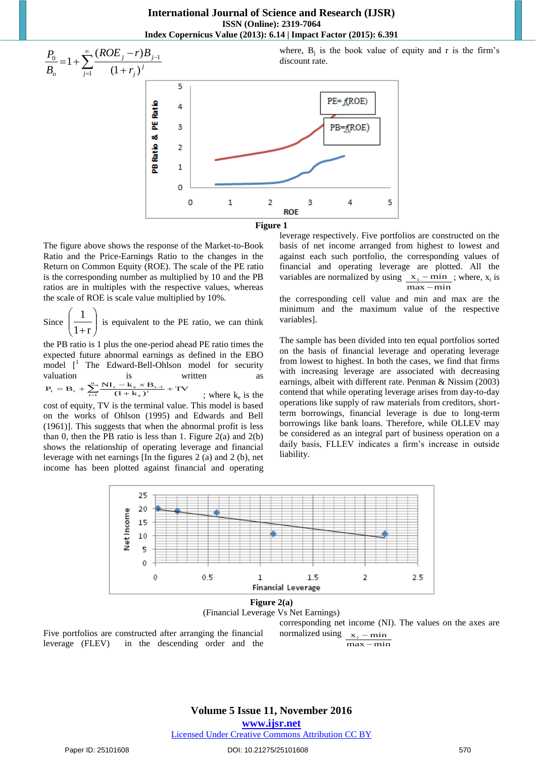$$\frac{P_0}{B_o} = 1 + \sum_{j=1}^{\infty} \frac{(ROE_j - r)B_{j-1}}{(1+r_j)^j}$$

where, $B_j$ is the book value of equity and r is the firm's discount rate.

Figure 1

The figure above shows the response of the Market-to-Book Ratio and the Price-Earnings Ratio to the changes in the Return on Common Equity (ROE). The scale of the PE ratio is the corresponding number as multiplied by 10 and the PB ratios are in multiples with the respective values, whereas the scale of ROE is scale value multiplied by 10%.

Since $\left(\frac{1}{1+r}\right)$ is equivalent to the PE ratio, we can think the PB ratio is 1 plus the one-period ahead PE ratio times the expected future abnormal earnings as defined in the EBO model [1 The Edward-Bell-Ohlson model for security valuation is written as $P_t = B_t + \sum_{t=1}^{n} \frac{NI_t - k_e \times B_{t-1}}{(1+k_e)^t} + TV$ ; where $k_e$ is the cost of equity, TV is the terminal value. This model is based on the works of Ohlson (1995) and Edwards and Bell (1961)]. This suggests that when the abnormal profit is less than 0, then the PB ratio is less than 1. Figure 2(a) and 2(b) shows the relationship of operating leverage and financial leverage with net earnings [In the figures 2 (a) and 2 (b), net income has been plotted against financial and operating leverage respectively. Five portfolios are constructed on the basis of net income arranged from highest to lowest and against each such portfolio, the corresponding values of financial and operating leverage are plotted. All the variables are normalized by using $\frac{x_i - \min}{\max - \min}$; where, $x_i$ is the corresponding cell value and min and max are the minimum and the maximum value of the respective variables].

The sample has been divided into ten equal portfolios sorted on the basis of financial leverage and operating leverage from lowest to highest. In both the cases, we find that firms with increasing leverage are associated with decreasing earnings, albeit with different rate. Penman & Nissim (2003) contend that while operating leverage arises from day-to-day operations like supply of raw materials from creditors, short-term borrowings, financial leverage is due to long-term borrowings like bank loans. Therefore, while OLLEV may be considered as an integral part of business operation on a daily basis, FLLEV indicates a firm's increase in outside liability.

**Figure 2(a)**
(Financial Leverage Vs Net Earnings)

Five portfolios are constructed after arranging the financial leverage (FLEV) in the descending order and the corresponding net income (NI). The values on the axes are normalized using $\frac{x_i - \min}{\max - \min}$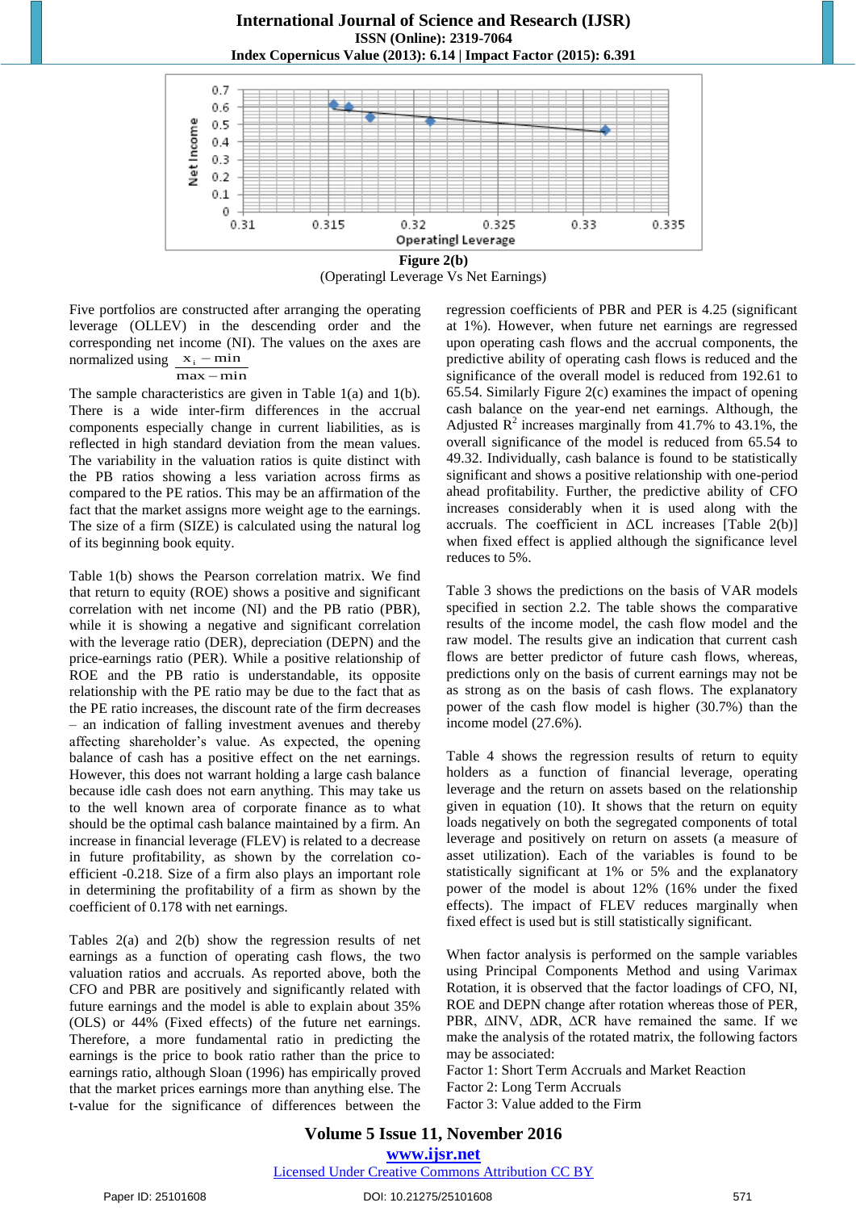**Figure 2(b)**

(Operatingl Leverage Vs Net Earnings)

Five portfolios are constructed after arranging the operating leverage (OLLEV) in the descending order and the corresponding net income (NI). The values on the axes are normalized using $\frac{x_i - \min}{\max - \min}$

The sample characteristics are given in Table 1(a) and 1(b). There is a wide inter-firm differences in the accrual components especially change in current liabilities, as is reflected in high standard deviation from the mean values. The variability in the valuation ratios is quite distinct with the PB ratios showing a less variation across firms as compared to the PE ratios. This may be an affirmation of the fact that the market assigns more weight age to the earnings. The size of a firm (SIZE) is calculated using the natural log of its beginning book equity.

Table 1(b) shows the Pearson correlation matrix. We find that return to equity (ROE) shows a positive and significant correlation with net income (NI) and the PB ratio (PBR), while it is showing a negative and significant correlation with the leverage ratio (DER), depreciation (DEPN) and the price-earnings ratio (PER). While a positive relationship of ROE and the PB ratio is understandable, its opposite relationship with the PE ratio may be due to the fact that as the PE ratio increases, the discount rate of the firm decreases – an indication of falling investment avenues and thereby affecting shareholder's value. As expected, the opening balance of cash has a positive effect on the net earnings. However, this does not warrant holding a large cash balance because idle cash does not earn anything. This may take us to the well known area of corporate finance as to what should be the optimal cash balance maintained by a firm. An increase in financial leverage (FLEV) is related to a decrease in future profitability, as shown by the correlation co-efficient -0.218. Size of a firm also plays an important role in determining the profitability of a firm as shown by the coefficient of 0.178 with net earnings.

Tables 2(a) and 2(b) show the regression results of net earnings as a function of operating cash flows, the two valuation ratios and accruals. As reported above, both the CFO and PBR are positively and significantly related with future earnings and the model is able to explain about 35% (OLS) or 44% (Fixed effects) of the future net earnings. Therefore, a more fundamental ratio in predicting the earnings is the price to book ratio rather than the price to earnings ratio, although Sloan (1996) has empirically proved that the market prices earnings more than anything else. The t-value for the significance of differences between the regression coefficients of PBR and PER is 4.25 (significant at 1%). However, when future net earnings are regressed upon operating cash flows and the accrual components, the predictive ability of operating cash flows is reduced and the significance of the overall model is reduced from 192.61 to 65.54. Similarly Figure 2(c) examines the impact of opening cash balance on the year-end net earnings. Although, the Adjusted $R^2$ increases marginally from 41.7% to 43.1%, the overall significance of the model is reduced from 65.54 to 49.32. Individually, cash balance is found to be statistically significant and shows a positive relationship with one-period ahead profitability. Further, the predictive ability of CFO increases considerably when it is used along with the accruals. The coefficient in $\Delta$CL increases [Table 2(b)] when fixed effect is applied although the significance level reduces to 5%.

Table 3 shows the predictions on the basis of VAR models specified in section 2.2. The table shows the comparative results of the income model, the cash flow model and the raw model. The results give an indication that current cash flows are better predictor of future cash flows, whereas, predictions only on the basis of current earnings may not be as strong as on the basis of cash flows. The explanatory power of the cash flow model is higher (30.7%) than the income model (27.6%).

Table 4 shows the regression results of return to equity holders as a function of financial leverage, operating leverage and the return on assets based on the relationship given in equation (10). It shows that the return on equity loads negatively on both the segregated components of total leverage and positively on return on assets (a measure of asset utilization). Each of the variables is found to be statistically significant at 1% or 5% and the explanatory power of the model is about 12% (16% under the fixed effects). The impact of FLEV reduces marginally when fixed effect is used but is still statistically significant.

When factor analysis is performed on the sample variables using Principal Components Method and using Varimax Rotation, it is observed that the factor loadings of CFO, NI, ROE and DEPN change after rotation whereas those of PER, PBR, $\Delta$INV, $\Delta$DR, $\Delta$CR have remained the same. If we make the analysis of the rotated matrix, the following factors may be associated:

Factor 1: Short Term Accruals and Market Reaction
Factor 2: Long Term Accruals
Factor 3: Value added to the Firm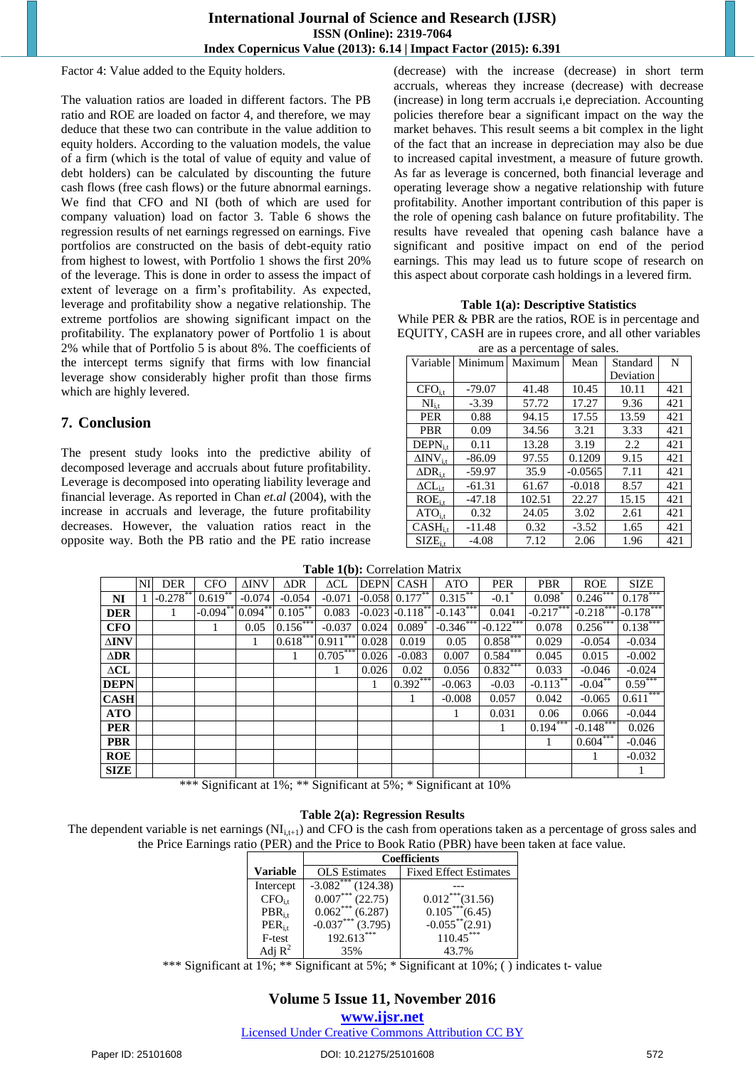Factor 4: Value added to the Equity holders.

The valuation ratios are loaded in different factors. The PB ratio and ROE are loaded on factor 4, and therefore, we may deduce that these two can contribute in the value addition to equity holders. According to the valuation models, the value of a firm (which is the total of value of equity and value of debt holders) can be calculated by discounting the future cash flows (free cash flows) or the future abnormal earnings. We find that CFO and NI (both of which are used for company valuation) load on factor 3. Table 6 shows the regression results of net earnings regressed on earnings. Five portfolios are constructed on the basis of debt-equity ratio from highest to lowest, with Portfolio 1 shows the first 20% of the leverage. This is done in order to assess the impact of extent of leverage on a firm's profitability. As expected, leverage and profitability show a negative relationship. The extreme portfolios are showing significant impact on the profitability. The explanatory power of Portfolio 1 is about 2% while that of Portfolio 5 is about 8%. The coefficients of the intercept terms signify that firms with low financial leverage show considerably higher profit than those firms which are highly levered.

## 7. Conclusion

The present study looks into the predictive ability of decomposed leverage and accruals about future profitability. Leverage is decomposed into operating liability leverage and financial leverage. As reported in Chan *et.al* (2004), with the increase in accruals and leverage, the future profitability decreases. However, the valuation ratios react in the opposite way. Both the PB ratio and the PE ratio increase (decrease) with the increase (decrease) in short term accruals, whereas they increase (decrease) with decrease (increase) in long term accruals i,e depreciation. Accounting policies therefore bear a significant impact on the way the market behaves. This result seems a bit complex in the light of the fact that an increase in depreciation may also be due to increased capital investment, a measure of future growth. As far as leverage is concerned, both financial leverage and operating leverage show a negative relationship with future profitability. Another important contribution of this paper is the role of opening cash balance on future profitability. The results have revealed that opening cash balance have a significant and positive impact on end of the period earnings. This may lead us to future scope of research on this aspect about corporate cash holdings in a levered firm.

**Table 1(a): Descriptive Statistics**

While PER & PBR are the ratios, ROE is in percentage and EQUITY, CASH are in rupees crore, and all other variables are as a percentage of sales.

| Variable | Minimum | Maximum | Mean | Standard Deviation | N |
|---|---|---|---|---|---|
| $CFO_{i,t}$ | -79.07 | 41.48 | 10.45 | 10.11 | 421 |
| $NI_{i,t}$ | -3.39 | 57.72 | 17.27 | 9.36 | 421 |
| PER | 0.88 | 94.15 | 17.55 | 13.59 | 421 |
| PBR | 0.09 | 34.56 | 3.21 | 3.33 | 421 |
| $DEPN_{i,t}$ | 0.11 | 13.28 | 3.19 | 2.2 | 421 |
| $\Delta INV_{i,t}$ | -86.09 | 97.55 | 0.1209 | 9.15 | 421 |
| $\Delta DR_{i,t}$ | -59.97 | 35.9 | -0.0565 | 7.11 | 421 |
| $\Delta CL_{i,t}$ | -61.31 | 61.67 | -0.018 | 8.57 | 421 |
| $ROE_{i,t}$ | -47.18 | 102.51 | 22.27 | 15.15 | 421 |
| $ATO_{i,t}$ | 0.32 | 24.05 | 3.02 | 2.61 | 421 |
| $CASH_{i,t}$ | -11.48 | 0.32 | -3.52 | 1.65 | 421 |
| $SIZE_{i,t}$ | -4.08 | 7.12 | 2.06 | 1.96 | 421 |

**Table 1(b):** Correlation Matrix

| | NI | DER | CFO | ΔINV | ΔDR | ΔCL | DEPN | CASH | ATO | PER | PBR | ROE | SIZE |
|---|---|---|---|---|---|---|---|---|---|---|---|---|---|
| **NI** | 1 | -0.278** | 0.619** | -0.074 | -0.054 | -0.071 | -0.058 | 0.177** | 0.315** | -0.1* | 0.098* | 0.246*** | 0.178*** |
| **DER** | | 1 | -0.094** | 0.094** | 0.105** | 0.083 | -0.023 | -0.118** | -0.143*** | 0.041 | -0.217*** | -0.218*** | -0.178*** |
| **CFO** | | | 1 | 0.05 | 0.156*** | -0.037 | 0.024 | 0.089* | -0.346*** | -0.122*** | 0.078 | 0.256*** | 0.138*** |
| **ΔINV** | | | | 1 | 0.618*** | 0.911*** | 0.028 | 0.019 | 0.05 | 0.858*** | 0.029 | -0.054 | -0.034 |
| **ΔDR** | | | | | 1 | 0.705*** | 0.026 | -0.083 | 0.007 | 0.584*** | 0.045 | 0.015 | -0.002 |
| **ΔCL** | | | | | | 1 | 0.026 | 0.02 | 0.056 | 0.832*** | 0.033 | -0.046 | -0.024 |
| **DEPN** | | | | | | | 1 | 0.392*** | -0.063 | -0.03 | -0.113** | -0.04** | 0.59*** |
| **CASH** | | | | | | | | 1 | -0.008 | 0.057 | 0.042 | -0.065 | 0.611*** |
| **ATO** | | | | | | | | | 1 | 0.031 | 0.06 | 0.066 | -0.044 |
| **PER** | | | | | | | | | | 1 | 0.194*** | -0.148*** | 0.026 |
| **PBR** | | | | | | | | | | | 1 | 0.604*** | -0.046 |
| **ROE** | | | | | | | | | | | | 1 | -0.032 |
| **SIZE** | | | | | | | | | | | | | 1 |

*** Significant at 1%; ** Significant at 5%; * Significant at 10%

**Table 2(a): Regression Results**

The dependent variable is net earnings ($NI_{i,t+1}$) and CFO is the cash from operations taken as a percentage of gross sales and the Price Earnings ratio (PER) and the Price to Book Ratio (PBR) have been taken at face value.

| Variable | Coefficients | |
|---|---|---|
| | OLS Estimates | Fixed Effect Estimates |
| Intercept | -3.082*** (124.38) | --- |
| $CFO_{i,t}$ | 0.007*** (22.75) | 0.012***(31.56) |
| $PBR_{i,t}$ | 0.062*** (6.287) | 0.105***(6.45) |
| $PER_{i,t}$ | -0.037*** (3.795) | -0.055**(2.91) |
| F-test | 192.613*** | 110.45*** |
| Adj $R^2$ | 35% | 43.7% |

*** Significant at 1%; ** Significant at 5%; * Significant at 10%; ( ) indicates t- value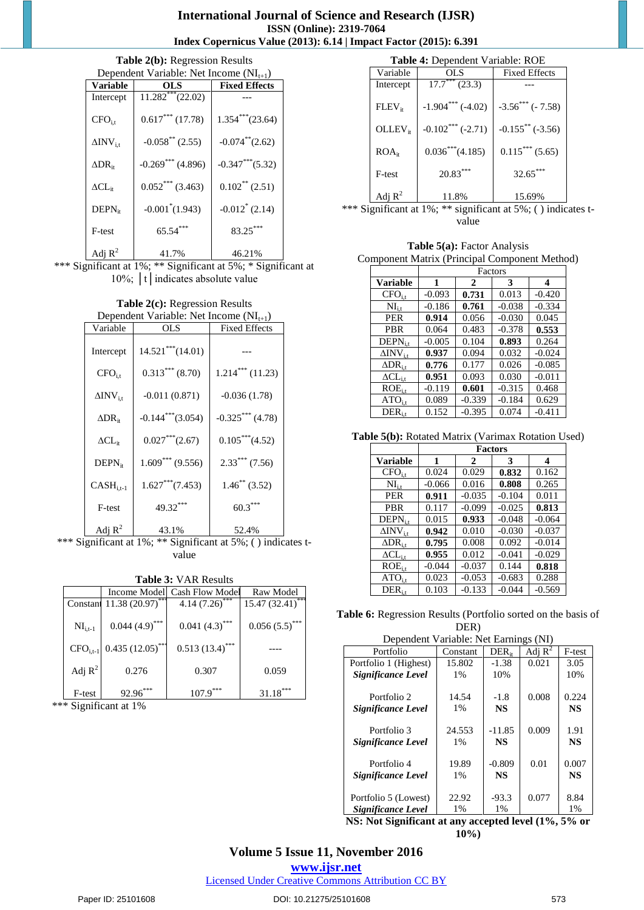**Table 2(b):** Regression Results
Dependent Variable: Net Income ($NI_{t+1}$)

| Variable | OLS | Fixed Effects |
|---|---|---|
| Intercept | 11.282$^{***}$(22.02) | --- |
| $CFO_{i,t}$ | 0.617$^{***}$ (17.78) | 1.354$^{***}$(23.64) |
| $\Delta INV_{i,t}$ | -0.058$^{**}$ (2.55) | -0.074$^{**}$(2.62) |
| $\Delta DR_{it}$ | -0.269$^{***}$ (4.896) | -0.347$^{***}$(5.32) |
| $\Delta CL_{it}$ | 0.052$^{***}$ (3.463) | 0.102$^{**}$ (2.51) |
| $DEPN_{it}$ | -0.001$^{*}$(1.943) | -0.012$^{*}$ (2.14) |
| F-test | 65.54$^{***}$ | 83.25$^{***}$ |
| Adj $R^2$ | 41.7% | 46.21% |

*** Significant at 1%; ** Significant at 5%; * Significant at 10%; │t│indicates absolute value

**Table 2(c):** Regression Results
Dependent Variable: Net Income ($NI_{t+1}$)

| Variable | OLS | Fixed Effects |
|---|---|---|
| Intercept | 14.521$^{***}$(14.01) | --- |
| $CFO_{i,t}$ | 0.313$^{***}$ (8.70) | 1.214$^{***}$ (11.23) |
| $\Delta INV_{i,t}$ | -0.011 (0.871) | -0.036 (1.78) |
| $\Delta DR_{it}$ | -0.144$^{***}$(3.054) | -0.325$^{***}$ (4.78) |
| $\Delta CL_{it}$ | 0.027$^{***}$(2.67) | 0.105$^{***}$(4.52) |
| $DEPN_{it}$ | 1.609$^{***}$ (9.556) | 2.33$^{***}$ (7.56) |
| $CASH_{i,t-1}$ | 1.627$^{***}$(7.453) | 1.46$^{**}$ (3.52) |
| F-test | 49.32$^{***}$ | 60.3$^{***}$ |
| Adj $R^2$ | 43.1% | 52.4% |

*** Significant at 1%; ** Significant at 5%; ( ) indicates t-value

**Table 3:** VAR Results

| | Income Model | Cash Flow Model | Raw Model |
|---|---|---|---|
| Constant | 11.38 (20.97)$^{***}$ | 4.14 (7.26)$^{***}$ | 15.47 (32.41)$^{***}$ |
| $NI_{i,t-1}$ | 0.044 (4.9)$^{***}$ | 0.041 (4.3)$^{***}$ | 0.056 (5.5)$^{***}$ |
| $CFO_{i,t-1}$ | 0.435 (12.05)$^{***}$ | 0.513 (13.4)$^{***}$ | ---- |
| Adj $R^2$ | 0.276 | 0.307 | 0.059 |
| F-test | 92.96$^{***}$ | 107.9$^{***}$ | 31.18$^{***}$ |

*** Significant at 1%

**Table 4:** Dependent Variable: ROE

| Variable | OLS | Fixed Effects |
|---|---|---|
| Intercept | 17.7$^{***}$ (23.3) | --- |
| $FLEV_{it}$ | -1.904$^{***}$ (-4.02) | -3.56$^{***}$ (- 7.58) |
| $OLLEV_{it}$ | -0.102$^{***}$ (-2.71) | -0.155$^{**}$ (-3.56) |
| $ROA_{it}$ | 0.036$^{***}$(4.185) | 0.115$^{***}$ (5.65) |
| F-test | 20.83$^{***}$ | 32.65$^{***}$ |
| Adj $R^2$ | 11.8% | 15.69% |

*** Significant at 1%; ** significant at 5%; ( ) indicates t-value

**Table 5(a):** Factor Analysis
Component Matrix (Principal Component Method)

| | Factors | | | |
|---|---|---|---|---|
| **Variable** | **1** | **2** | **3** | **4** |
| $CFO_{i,t}$ | -0.093 | **0.731** | 0.013 | -0.420 |
| $NI_{i,t}$ | -0.186 | **0.761** | -0.038 | -0.334 |
| PER | **0.914** | 0.056 | -0.030 | 0.045 |
| PBR | 0.064 | 0.483 | -0.378 | **0.553** |
| $DEPN_{i,t}$ | -0.005 | 0.104 | **0.893** | 0.264 |
| $\Delta INV_{i,t}$ | **0.937** | 0.094 | 0.032 | -0.024 |
| $\Delta DR_{i,t}$ | **0.776** | 0.177 | 0.026 | -0.085 |
| $\Delta CL_{i,t}$ | **0.951** | 0.093 | 0.030 | -0.011 |
| $ROE_{i,t}$ | -0.119 | **0.601** | -0.315 | 0.468 |
| $ATO_{i,t}$ | 0.089 | -0.339 | -0.184 | 0.629 |
| $DER_{i,t}$ | 0.152 | -0.395 | 0.074 | -0.411 |

**Table 5(b):** Rotated Matrix (Varimax Rotation Used)

| | **Factors** | | | |
|---|---|---|---|---|
| **Variable** | **1** | **2** | **3** | **4** |
| $CFO_{i,t}$ | 0.024 | 0.029 | **0.832** | 0.162 |
| $NI_{i,t}$ | -0.066 | 0.016 | **0.808** | 0.265 |
| PER | **0.911** | -0.035 | -0.104 | 0.011 |
| PBR | 0.117 | -0.099 | -0.025 | **0.813** |
| $DEPN_{i,t}$ | 0.015 | **0.933** | -0.048 | -0.064 |
| $\Delta INV_{i,t}$ | **0.942** | 0.010 | -0.030 | -0.037 |
| $\Delta DR_{i,t}$ | **0.795** | 0.008 | 0.092 | -0.014 |
| $\Delta CL_{i,t}$ | **0.955** | 0.012 | -0.041 | -0.029 |
| $ROE_{i,t}$ | -0.044 | -0.037 | 0.144 | **0.818** |
| $ATO_{i,t}$ | 0.023 | -0.053 | -0.683 | 0.288 |
| $DER_{i,t}$ | 0.103 | -0.133 | -0.044 | -0.569 |

**Table 6:** Regression Results (Portfolio sorted on the basis of DER)
Dependent Variable: Net Earnings (NI)

| Portfolio | Constant | $DER_{it}$ | Adj $R^2$ | F-test |
|---|---|---|---|---|
| Portfolio 1 (Highest) | 15.802 | -1.38 | 0.021 | 3.05 |
| ***Significance Level*** | 1% | 10% | | 10% |
| Portfolio 2 | 14.54 | -1.8 | 0.008 | 0.224 |
| ***Significance Level*** | 1% | **NS** | | **NS** |
| Portfolio 3 | 24.553 | -11.85 | 0.009 | 1.91 |
| ***Significance Level*** | 1% | **NS** | | **NS** |
| Portfolio 4 | 19.89 | -0.809 | 0.01 | 0.007 |
| ***Significance Level*** | 1% | **NS** | | **NS** |
| Portfolio 5 (Lowest) | 22.92 | -93.3 | 0.077 | 8.84 |
| ***Significance Level*** | 1% | 1% | | 1% |

**NS: Not Significant at any accepted level (1%, 5% or 10%)**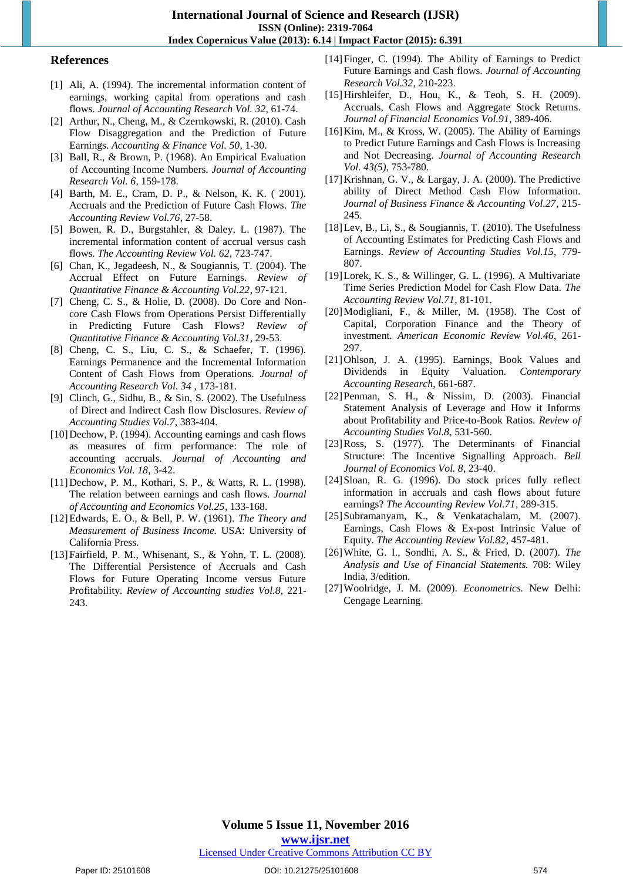## References

[1] Ali, A. (1994). The incremental information content of earnings, working capital from operations and cash flows. *Journal of Accounting Research Vol. 32*, 61-74.

[2] Arthur, N., Cheng, M., & Czernkowski, R. (2010). Cash Flow Disaggregation and the Prediction of Future Earnings. *Accounting & Finance Vol. 50*, 1-30.

[3] Ball, R., & Brown, P. (1968). An Empirical Evaluation of Accounting Income Numbers. *Journal of Accounting Research Vol. 6*, 159-178.

[4] Barth, M. E., Cram, D. P., & Nelson, K. K. ( 2001). Accruals and the Prediction of Future Cash Flows. *The Accounting Review Vol.76*, 27-58.

[5] Bowen, R. D., Burgstahler, & Daley, L. (1987). The incremental information content of accrual versus cash flows. *The Accounting Review Vol. 62*, 723-747.

[6] Chan, K., Jegadeesh, N., & Sougiannis, T. (2004). The Accrual Effect on Future Earnings. *Review of Quantitative Finance & Accounting Vol.22*, 97-121.

[7] Cheng, C. S., & Holie, D. (2008). Do Core and Non-core Cash Flows from Operations Persist Differentially in Predicting Future Cash Flows? *Review of Quantitative Finance & Accounting Vol.31*, 29-53.

[8] Cheng, C. S., Liu, C. S., & Schaefer, T. (1996). Earnings Permanence and the Incremental Information Content of Cash Flows from Operations. *Journal of Accounting Research Vol. 34* , 173-181.

[9] Clinch, G., Sidhu, B., & Sin, S. (2002). The Usefulness of Direct and Indirect Cash flow Disclosures. *Review of Accounting Studies Vol.7*, 383-404.

[10] Dechow, P. (1994). Accounting earnings and cash flows as measures of firm performance: The role of accounting accruals. *Journal of Accounting and Economics Vol. 18*, 3-42.

[11] Dechow, P. M., Kothari, S. P., & Watts, R. L. (1998). The relation between earnings and cash flows. *Journal of Accounting and Economics Vol.25*, 133-168.

[12] Edwards, E. O., & Bell, P. W. (1961). *The Theory and Measurement of Business Income.* USA: University of California Press.

[13] Fairfield, P. M., Whisenant, S., & Yohn, T. L. (2008). The Differential Persistence of Accruals and Cash Flows for Future Operating Income versus Future Profitability. *Review of Accounting studies Vol.8*, 221-243.

[14] Finger, C. (1994). The Ability of Earnings to Predict Future Earnings and Cash flows. *Journal of Accounting Research Vol.32*, 210-223.

[15] Hirshleifer, D., Hou, K., & Teoh, S. H. (2009). Accruals, Cash Flows and Aggregate Stock Returns. *Journal of Financial Economics Vol.91*, 389-406.

[16] Kim, M., & Kross, W. (2005). The Ability of Earnings to Predict Future Earnings and Cash Flows is Increasing and Not Decreasing. *Journal of Accounting Research Vol. 43(5)*, 753-780.

[17] Krishnan, G. V., & Largay, J. A. (2000). The Predictive ability of Direct Method Cash Flow Information. *Journal of Business Finance & Accounting Vol.27*, 215-245.

[18] Lev, B., Li, S., & Sougiannis, T. (2010). The Usefulness of Accounting Estimates for Predicting Cash Flows and Earnings. *Review of Accounting Studies Vol.15*, 779-807.

[19] Lorek, K. S., & Willinger, G. L. (1996). A Multivariate Time Series Prediction Model for Cash Flow Data. *The Accounting Review Vol.71*, 81-101.

[20] Modigliani, F., & Miller, M. (1958). The Cost of Capital, Corporation Finance and the Theory of investment. *American Economic Review Vol.46*, 261-297.

[21] Ohlson, J. A. (1995). Earnings, Book Values and Dividends in Equity Valuation. *Contemporary Accounting Research*, 661-687.

[22] Penman, S. H., & Nissim, D. (2003). Financial Statement Analysis of Leverage and How it Informs about Profitability and Price-to-Book Ratios. *Review of Accounting Studies Vol.8*, 531-560.

[23] Ross, S. (1977). The Determinants of Financial Structure: The Incentive Signalling Approach. *Bell Journal of Economics Vol. 8*, 23-40.

[24] Sloan, R. G. (1996). Do stock prices fully reflect information in accruals and cash flows about future earnings? *The Accounting Review Vol.71*, 289-315.

[25] Subramanyam, K., & Venkatachalam, M. (2007). Earnings, Cash Flows & Ex-post Intrinsic Value of Equity. *The Accounting Review Vol.82*, 457-481.

[26] White, G. I., Sondhi, A. S., & Fried, D. (2007). *The Analysis and Use of Financial Statements.* 708: Wiley India, 3/edition.

[27] Woolridge, J. M. (2009). *Econometrics.* New Delhi: Cengage Learning.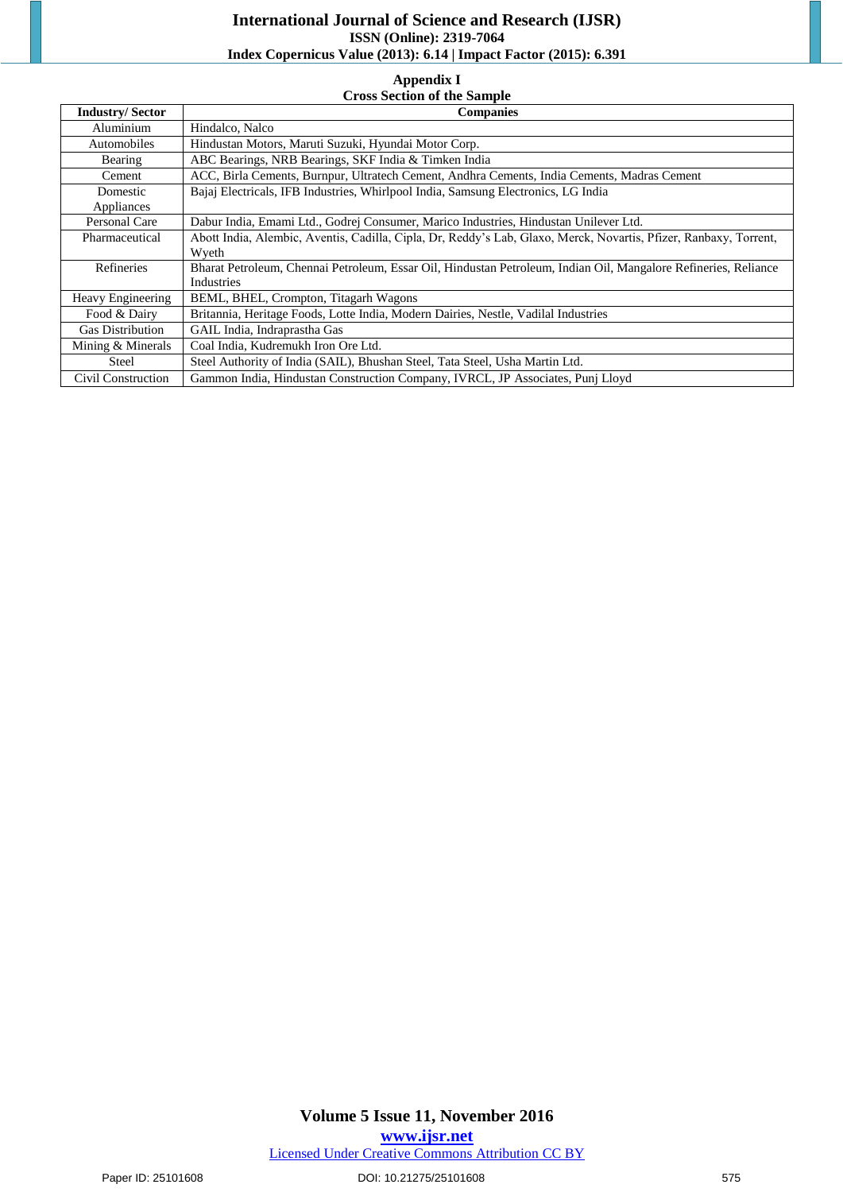## Appendix I

### Cross Section of the Sample

| Industry/ Sector | Companies |
|---|---|
| Aluminium | Hindalco, Nalco |
| Automobiles | Hindustan Motors, Maruti Suzuki, Hyundai Motor Corp. |
| Bearing | ABC Bearings, NRB Bearings, SKF India & Timken India |
| Cement | ACC, Birla Cements, Burnpur, Ultratech Cement, Andhra Cements, India Cements, Madras Cement |
| Domestic Appliances | Bajaj Electricals, IFB Industries, Whirlpool India, Samsung Electronics, LG India |
| Personal Care | Dabur India, Emami Ltd., Godrej Consumer, Marico Industries, Hindustan Unilever Ltd. |
| Pharmaceutical | Abott India, Alembic, Aventis, Cadilla, Cipla, Dr, Reddy's Lab, Glaxo, Merck, Novartis, Pfizer, Ranbaxy, Torrent, Wyeth |
| Refineries | Bharat Petroleum, Chennai Petroleum, Essar Oil, Hindustan Petroleum, Indian Oil, Mangalore Refineries, Reliance Industries |
| Heavy Engineering | BEML, BHEL, Crompton, Titagarh Wagons |
| Food & Dairy | Britannia, Heritage Foods, Lotte India, Modern Dairies, Nestle, Vadilal Industries |
| Gas Distribution | GAIL India, Indraprastha Gas |
| Mining & Minerals | Coal India, Kudremukh Iron Ore Ltd. |
| Steel | Steel Authority of India (SAIL), Bhushan Steel, Tata Steel, Usha Martin Ltd. |
| Civil Construction | Gammon India, Hindustan Construction Company, IVRCL, JP Associates, Punj Lloyd |